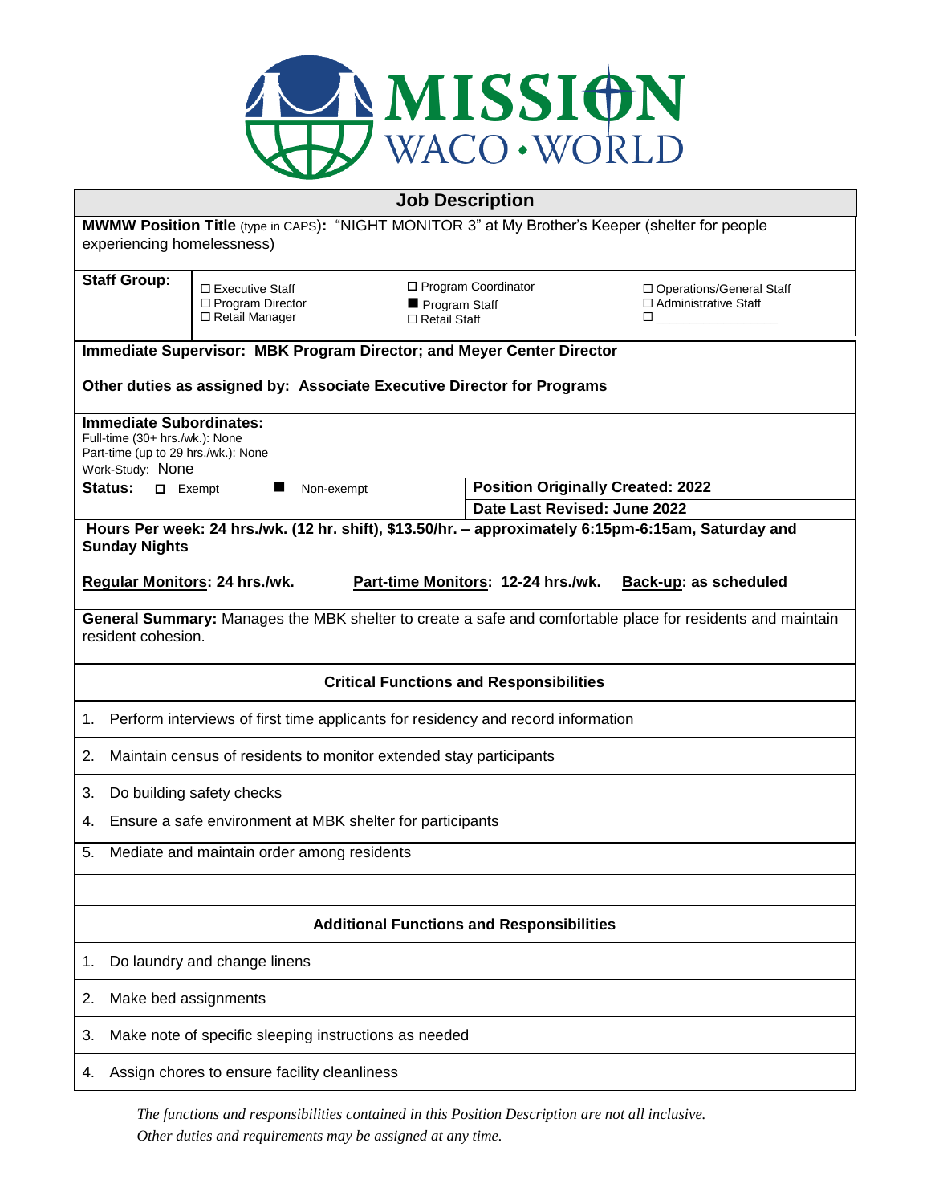MISSION WACO • WORLD

## Job Description

**MWMW Position Title** (type in CAPS)**:** "NIGHT MONITOR 3" at My Brother's Keeper (shelter for people experiencing homelessness)

**Staff Group:**

| | | |
|---|---|---|
| ☐ Executive Staff | ☐ Program Coordinator | ☐ Operations/General Staff |
| ☐ Program Director | ■ Program Staff | ☐ Administrative Staff |
| ☐ Retail Manager | ☐ Retail Staff | ☐ ________________ |

**Immediate Supervisor: MBK Program Director; and Meyer Center Director**

**Other duties as assigned by: Associate Executive Director for Programs**

**Immediate Subordinates:**
Full-time (30+ hrs./wk.): None
Part-time (up to 29 hrs./wk.): None
Work-Study: None

**Status:** ☐ Exempt ■ Non-exempt

**Position Originally Created: 2022**

**Date Last Revised: June 2022**

**Hours Per week: 24 hrs./wk. (12 hr. shift), $13.50/hr. – approximately 6:15pm-6:15am, Saturday and Sunday Nights**

**Regular Monitors: 24 hrs./wk.** **Part-time Monitors: 12-24 hrs./wk.** **Back-up: as scheduled**

**General Summary:** Manages the MBK shelter to create a safe and comfortable place for residents and maintain resident cohesion.

### Critical Functions and Responsibilities

1. Perform interviews of first time applicants for residency and record information
2. Maintain census of residents to monitor extended stay participants
3. Do building safety checks
4. Ensure a safe environment at MBK shelter for participants
5. Mediate and maintain order among residents

### Additional Functions and Responsibilities

1. Do laundry and change linens
2. Make bed assignments
3. Make note of specific sleeping instructions as needed
4. Assign chores to ensure facility cleanliness

*The functions and responsibilities contained in this Position Description are not all inclusive. Other duties and requirements may be assigned at any time.*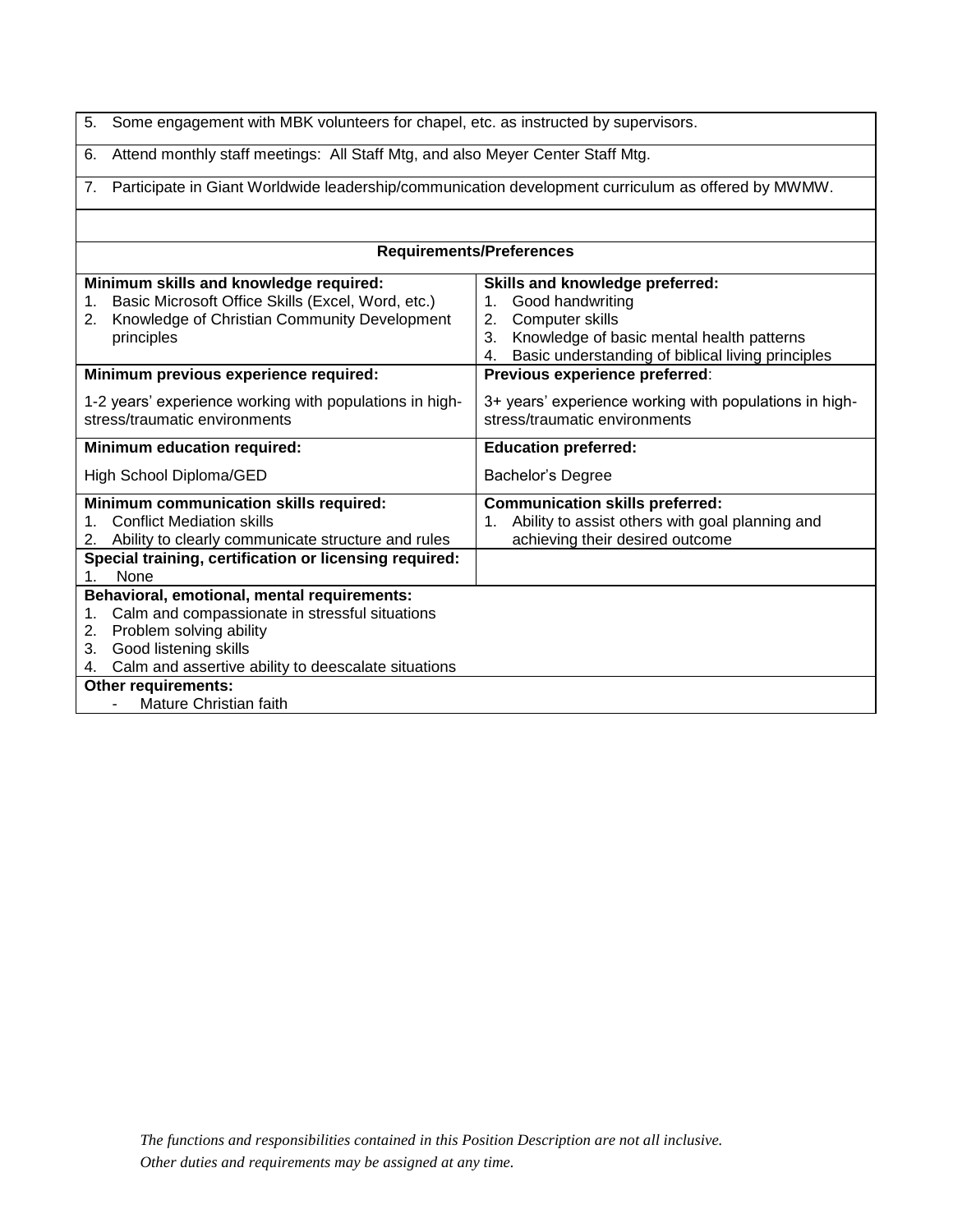5. Some engagement with MBK volunteers for chapel, etc. as instructed by supervisors.

6. Attend monthly staff meetings: All Staff Mtg, and also Meyer Center Staff Mtg.

7. Participate in Giant Worldwide leadership/communication development curriculum as offered by MWMW.

**Requirements/Preferences**

| | |
|---|---|
| **Minimum skills and knowledge required:**<br>1. Basic Microsoft Office Skills (Excel, Word, etc.)<br>2. Knowledge of Christian Community Development principles | **Skills and knowledge preferred:**<br>1. Good handwriting<br>2. Computer skills<br>3. Knowledge of basic mental health patterns<br>4. Basic understanding of biblical living principles |
| **Minimum previous experience required:**<br>1-2 years' experience working with populations in high-stress/traumatic environments | **Previous experience preferred**:<br>3+ years' experience working with populations in high-stress/traumatic environments |
| **Minimum education required:**<br>High School Diploma/GED | **Education preferred:**<br>Bachelor's Degree |
| **Minimum communication skills required:**<br>1. Conflict Mediation skills<br>2. Ability to clearly communicate structure and rules | **Communication skills preferred:**<br>1. Ability to assist others with goal planning and achieving their desired outcome |
| **Special training, certification or licensing required:**<br>1. None | |

**Behavioral, emotional, mental requirements:**
1. Calm and compassionate in stressful situations
2. Problem solving ability
3. Good listening skills
4. Calm and assertive ability to deescalate situations

**Other requirements:**
- Mature Christian faith

*The functions and responsibilities contained in this Position Description are not all inclusive. Other duties and requirements may be assigned at any time.*